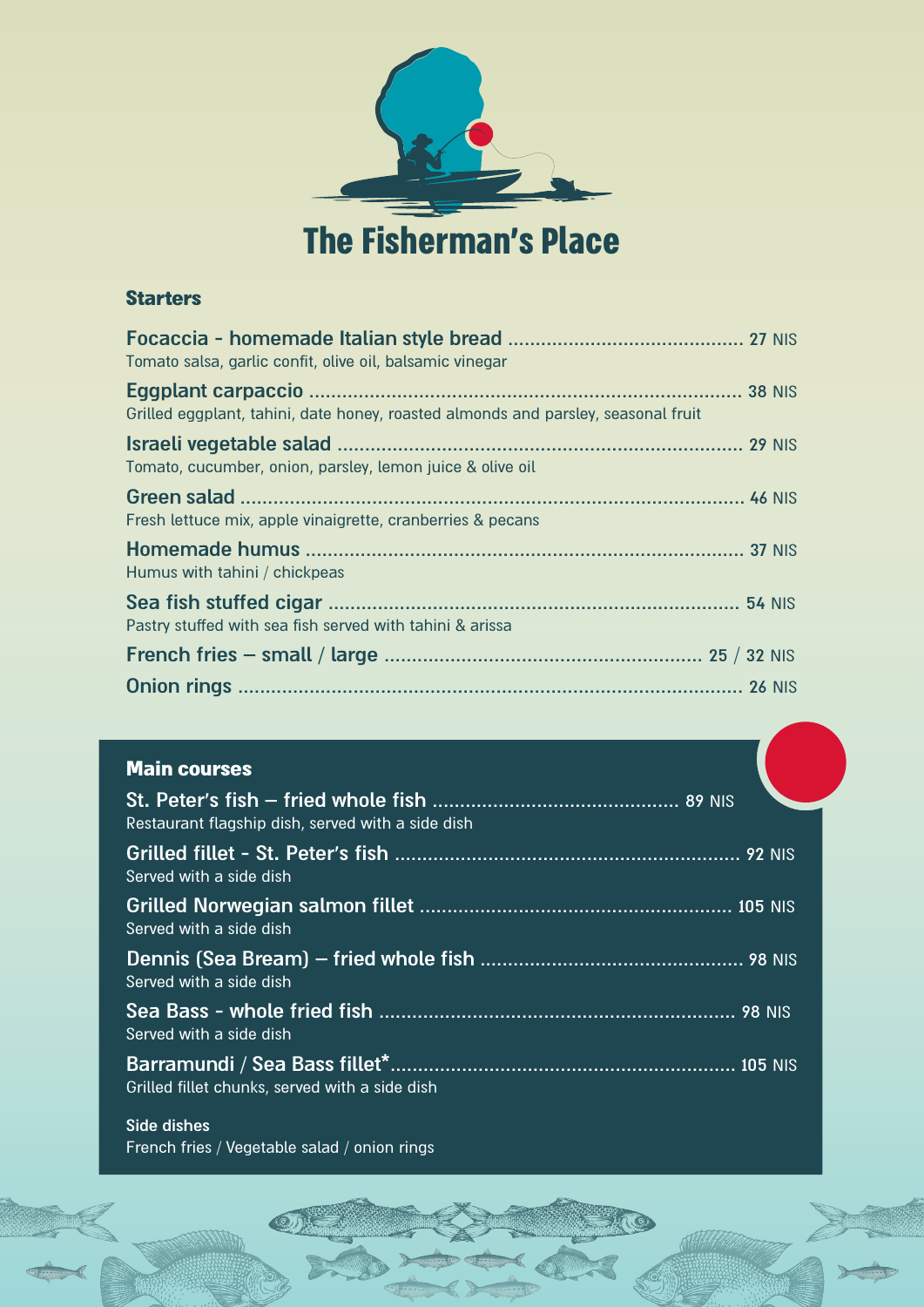# The Fisherman's Place

## Starters

**Focaccia - homemade Italian style bread** .......... **27** NIS
Tomato salsa, garlic confit, olive oil, balsamic vinegar

**Eggplant carpaccio** .......... **38** NIS
Grilled eggplant, tahini, date honey, roasted almonds and parsley, seasonal fruit

**Israeli vegetable salad** .......... **29** NIS
Tomato, cucumber, onion, parsley, lemon juice & olive oil

**Green salad** .......... **46** NIS
Fresh lettuce mix, apple vinaigrette, cranberries & pecans

**Homemade humus** .......... **37** NIS
Humus with tahini / chickpeas

**Sea fish stuffed cigar** .......... **54** NIS
Pastry stuffed with sea fish served with tahini & arissa

**French fries – small / large** .......... **25** / **32** NIS

**Onion rings** .......... **26** NIS

## Main courses

**St. Peter's fish – fried whole fish** .......... **89** NIS
Restaurant flagship dish, served with a side dish

**Grilled fillet - St. Peter's fish** .......... **92** NIS
Served with a side dish

**Grilled Norwegian salmon fillet** .......... **105** NIS
Served with a side dish

**Dennis (Sea Bream) – fried whole fish** .......... **98** NIS
Served with a side dish

**Sea Bass - whole fried fish** .......... **98** NIS
Served with a side dish

**Barramundi / Sea Bass fillet*** .......... **105** NIS
Grilled fillet chunks, served with a side dish

**Side dishes**
French fries / Vegetable salad / onion rings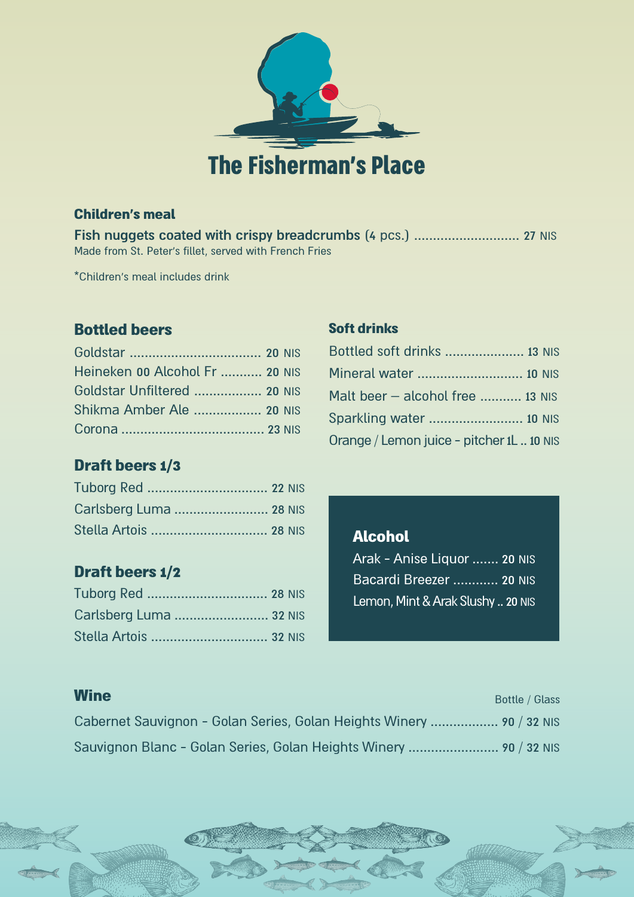# The Fisherman's Place

## Children's meal

**Fish nuggets coated with crispy breadcrumbs** (4 pcs.) ............................ **27** NIS
Made from St. Peter's fillet, served with French Fries

*Children's meal includes drink

## Bottled beers

Goldstar .................................. **20** NIS
Heineken 00 Alcohol Fr ........... **20** NIS
Goldstar Unfiltered .................. **20** NIS
Shikma Amber Ale .................. **20** NIS
Corona ..................................... **23** NIS

## Draft beers 1/3

Tuborg Red ................................ **22** NIS
Carlsberg Luma ......................... **28** NIS
Stella Artois ............................... **28** NIS

## Draft beers 1/2

Tuborg Red ................................ **28** NIS
Carlsberg Luma ......................... **32** NIS
Stella Artois ............................... **32** NIS

## Soft drinks

Bottled soft drinks ..................... **13** NIS
Mineral water ............................ **10** NIS
Malt beer – alcohol free ........... **13** NIS
Sparkling water ......................... **10** NIS
Orange / Lemon juice - pitcher 1L .. **10** NIS

## Alcohol

Arak - Anise Liquor ....... **20** NIS
Bacardi Breezer ............ **20** NIS
Lemon, Mint & Arak Slushy .. **20** NIS

## Wine

Bottle / Glass

Cabernet Sauvignon - Golan Series, Golan Heights Winery .................. **90** / **32** NIS
Sauvignon Blanc - Golan Series, Golan Heights Winery ........................ **90** / **32** NIS